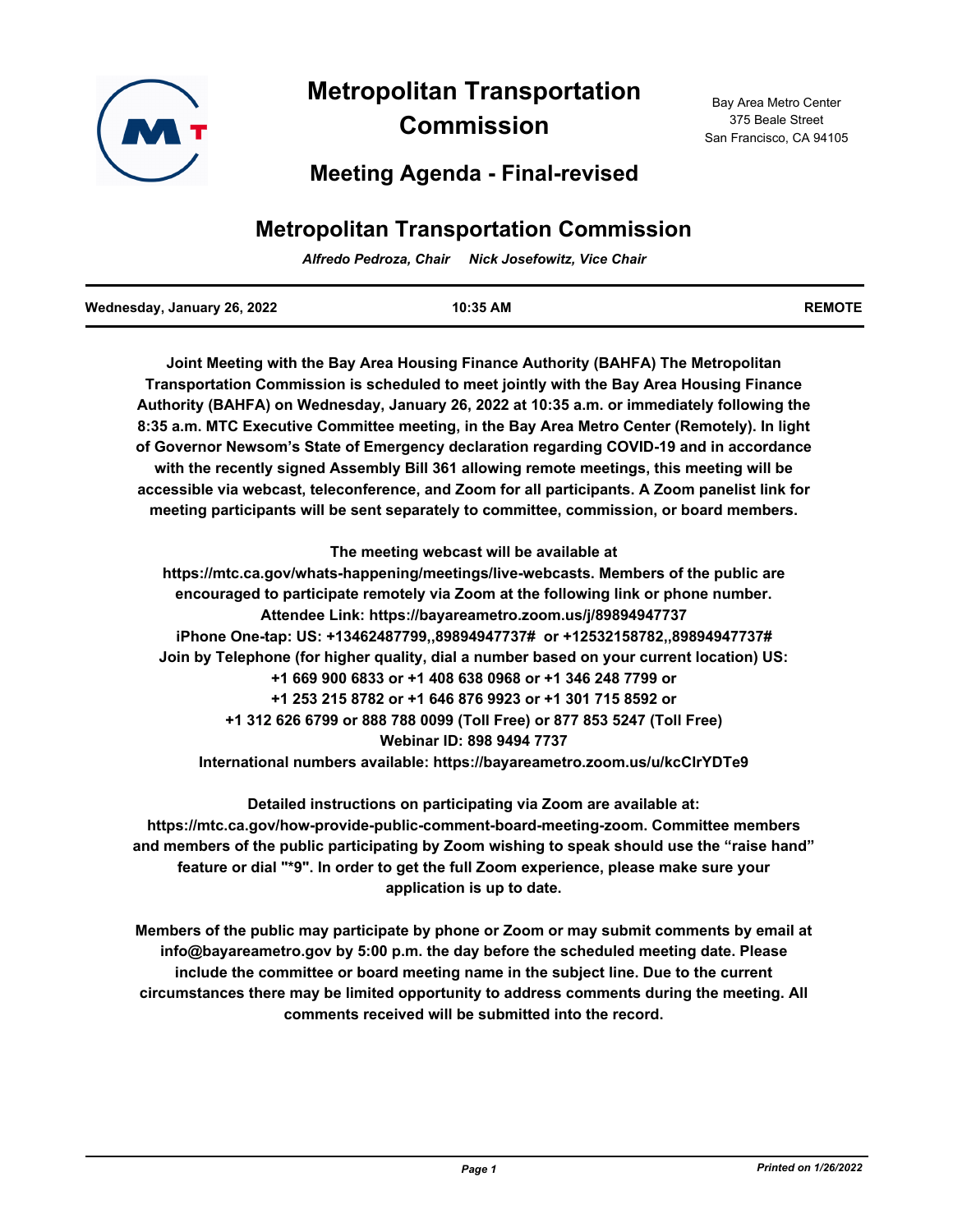# Metropolitan Transportation Commission

Bay Area Metro Center
375 Beale Street
San Francisco, CA 94105

## Meeting Agenda - Final-revised

## Metropolitan Transportation Commission

*Alfredo Pedroza, Chair     Nick Josefowitz, Vice Chair*

| Wednesday, January 26, 2022 | 10:35 AM | REMOTE |
|---|---|---|

**Joint Meeting with the Bay Area Housing Finance Authority (BAHFA) The Metropolitan Transportation Commission is scheduled to meet jointly with the Bay Area Housing Finance Authority (BAHFA) on Wednesday, January 26, 2022 at 10:35 a.m. or immediately following the 8:35 a.m. MTC Executive Committee meeting, in the Bay Area Metro Center (Remotely). In light of Governor Newsom's State of Emergency declaration regarding COVID-19 and in accordance with the recently signed Assembly Bill 361 allowing remote meetings, this meeting will be accessible via webcast, teleconference, and Zoom for all participants. A Zoom panelist link for meeting participants will be sent separately to committee, commission, or board members.**

**The meeting webcast will be available at https://mtc.ca.gov/whats-happening/meetings/live-webcasts. Members of the public are encouraged to participate remotely via Zoom at the following link or phone number.**
**Attendee Link: https://bayareametro.zoom.us/j/89894947737**
**iPhone One-tap: US: +13462487799,,89894947737# or +12532158782,,89894947737#**
**Join by Telephone (for higher quality, dial a number based on your current location) US:**
**+1 669 900 6833 or +1 408 638 0968 or +1 346 248 7799 or**
**+1 253 215 8782 or +1 646 876 9923 or +1 301 715 8592 or**
**+1 312 626 6799 or 888 788 0099 (Toll Free) or 877 853 5247 (Toll Free)**
**Webinar ID: 898 9494 7737**
**International numbers available: https://bayareametro.zoom.us/u/kcClrYDTe9**

**Detailed instructions on participating via Zoom are available at: https://mtc.ca.gov/how-provide-public-comment-board-meeting-zoom. Committee members and members of the public participating by Zoom wishing to speak should use the "raise hand" feature or dial "*9". In order to get the full Zoom experience, please make sure your application is up to date.**

**Members of the public may participate by phone or Zoom or may submit comments by email at info@bayareametro.gov by 5:00 p.m. the day before the scheduled meeting date. Please include the committee or board meeting name in the subject line. Due to the current circumstances there may be limited opportunity to address comments during the meeting. All comments received will be submitted into the record.**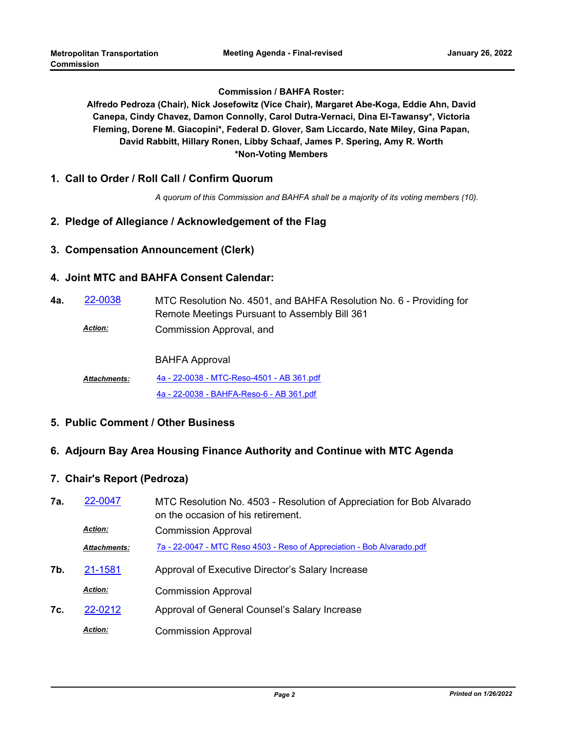**Commission / BAHFA Roster:**

**Alfredo Pedroza (Chair), Nick Josefowitz (Vice Chair), Margaret Abe-Koga, Eddie Ahn, David Canepa, Cindy Chavez, Damon Connolly, Carol Dutra-Vernaci, Dina El-Tawansy*, Victoria Fleming, Dorene M. Giacopini*, Federal D. Glover, Sam Liccardo, Nate Miley, Gina Papan, David Rabbitt, Hillary Ronen, Libby Schaaf, James P. Spering, Amy R. Worth**
**\*Non-Voting Members**

## 1. Call to Order / Roll Call / Confirm Quorum

*A quorum of this Commission and BAHFA shall be a majority of its voting members (10).*

## 2. Pledge of Allegiance / Acknowledgement of the Flag

## 3. Compensation Announcement (Clerk)

## 4. Joint MTC and BAHFA Consent Calendar:

**4a.** 22-0038 — MTC Resolution No. 4501, and BAHFA Resolution No. 6 - Providing for Remote Meetings Pursuant to Assembly Bill 361

***Action:*** Commission Approval, and

BAHFA Approval

***Attachments:*** 4a - 22-0038 - MTC-Reso-4501 - AB 361.pdf
4a - 22-0038 - BAHFA-Reso-6 - AB 361.pdf

## 5. Public Comment / Other Business

## 6. Adjourn Bay Area Housing Finance Authority and Continue with MTC Agenda

## 7. Chair's Report (Pedroza)

**7a.** 22-0047 — MTC Resolution No. 4503 - Resolution of Appreciation for Bob Alvarado on the occasion of his retirement.

***Action:*** Commission Approval

***Attachments:*** 7a - 22-0047 - MTC Reso 4503 - Reso of Appreciation - Bob Alvarado.pdf

**7b.** 21-1581 — Approval of Executive Director's Salary Increase

***Action:*** Commission Approval

**7c.** 22-0212 — Approval of General Counsel's Salary Increase

***Action:*** Commission Approval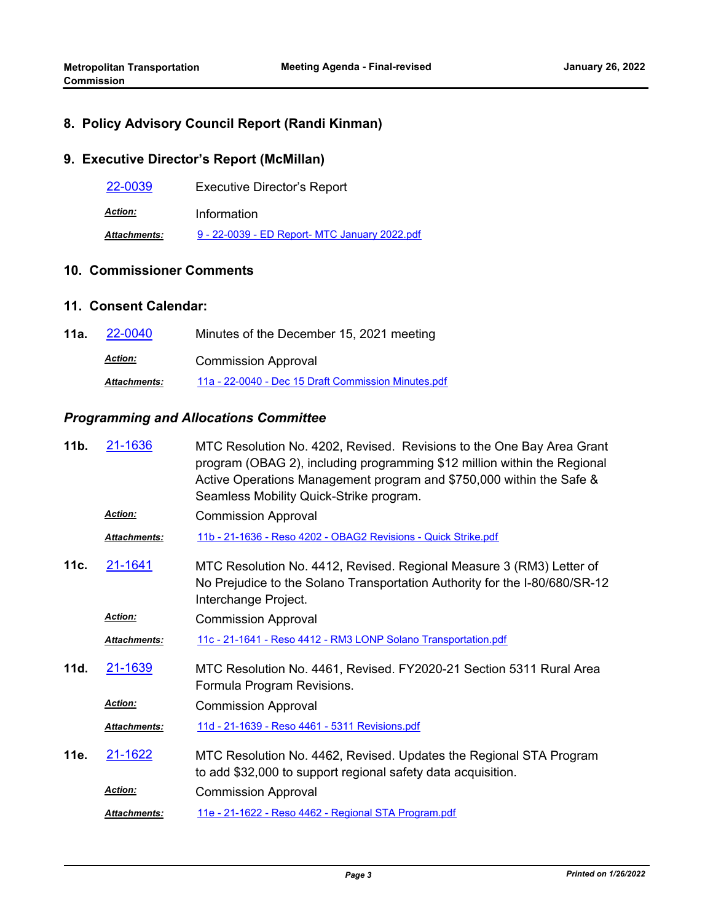## 8. Policy Advisory Council Report (Randi Kinman)

## 9. Executive Director's Report (McMillan)

22-0039 Executive Director's Report

***Action:*** Information

***Attachments:*** 9 - 22-0039 - ED Report- MTC January 2022.pdf

## 10. Commissioner Comments

## 11. Consent Calendar:

**11a.** 22-0040 Minutes of the December 15, 2021 meeting

***Action:*** Commission Approval

***Attachments:*** 11a - 22-0040 - Dec 15 Draft Commission Minutes.pdf

### *Programming and Allocations Committee*

**11b.** 21-1636 MTC Resolution No. 4202, Revised. Revisions to the One Bay Area Grant program (OBAG 2), including programming $12 million within the Regional Active Operations Management program and $750,000 within the Safe & Seamless Mobility Quick-Strike program.

***Action:*** Commission Approval

***Attachments:*** 11b - 21-1636 - Reso 4202 - OBAG2 Revisions - Quick Strike.pdf

**11c.** 21-1641 MTC Resolution No. 4412, Revised. Regional Measure 3 (RM3) Letter of No Prejudice to the Solano Transportation Authority for the I-80/680/SR-12 Interchange Project.

***Action:*** Commission Approval

***Attachments:*** 11c - 21-1641 - Reso 4412 - RM3 LONP Solano Transportation.pdf

**11d.** 21-1639 MTC Resolution No. 4461, Revised. FY2020-21 Section 5311 Rural Area Formula Program Revisions.

***Action:*** Commission Approval

***Attachments:*** 11d - 21-1639 - Reso 4461 - 5311 Revisions.pdf

**11e.** 21-1622 MTC Resolution No. 4462, Revised. Updates the Regional STA Program to add $32,000 to support regional safety data acquisition.

***Action:*** Commission Approval

***Attachments:*** 11e - 21-1622 - Reso 4462 - Regional STA Program.pdf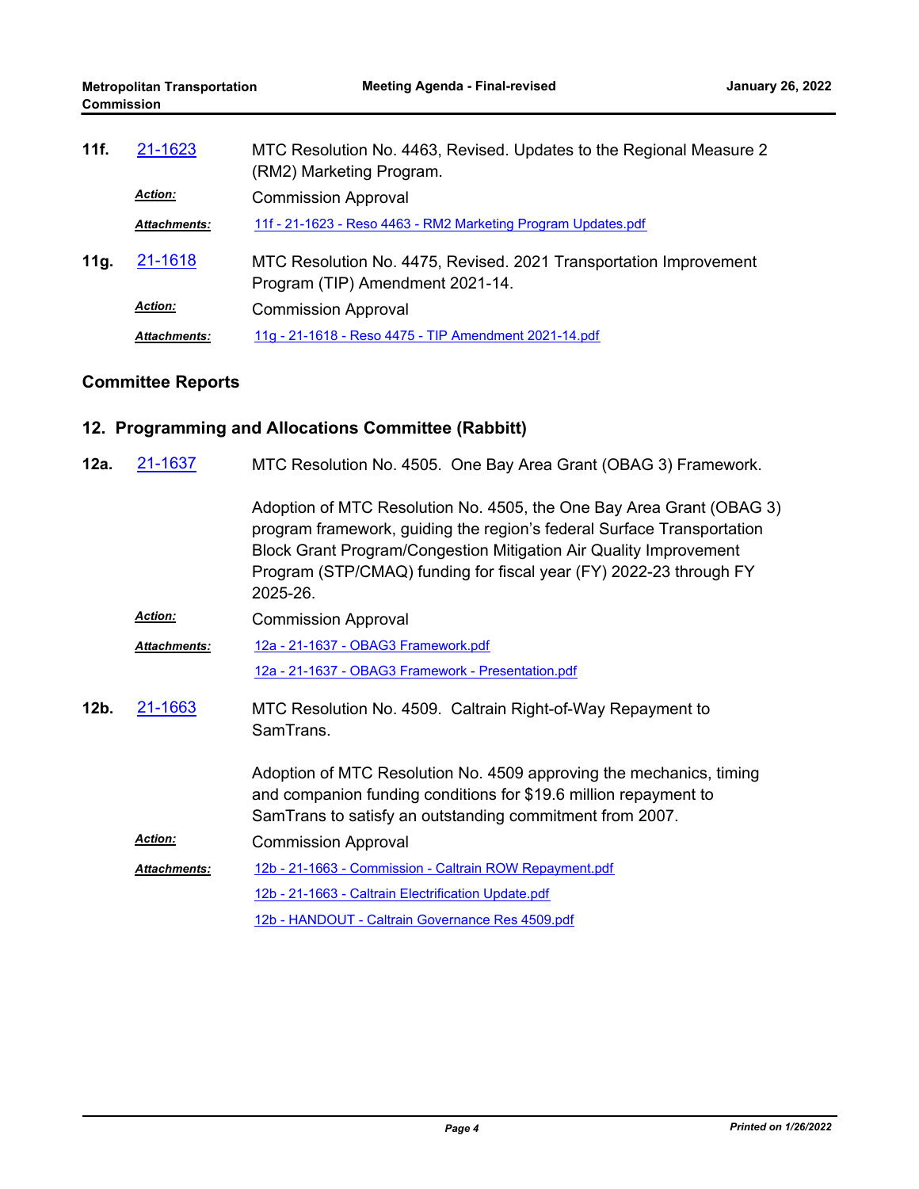**11f.** 21-1623 MTC Resolution No. 4463, Revised. Updates to the Regional Measure 2 (RM2) Marketing Program.

***Action:*** Commission Approval

***Attachments:*** 11f - 21-1623 - Reso 4463 - RM2 Marketing Program Updates.pdf

**11g.** 21-1618 MTC Resolution No. 4475, Revised. 2021 Transportation Improvement Program (TIP) Amendment 2021-14.

***Action:*** Commission Approval

***Attachments:*** 11g - 21-1618 - Reso 4475 - TIP Amendment 2021-14.pdf

## Committee Reports

### 12. Programming and Allocations Committee (Rabbitt)

**12a.** 21-1637 MTC Resolution No. 4505. One Bay Area Grant (OBAG 3) Framework.

Adoption of MTC Resolution No. 4505, the One Bay Area Grant (OBAG 3) program framework, guiding the region's federal Surface Transportation Block Grant Program/Congestion Mitigation Air Quality Improvement Program (STP/CMAQ) funding for fiscal year (FY) 2022-23 through FY 2025-26.

***Action:*** Commission Approval

***Attachments:*** 12a - 21-1637 - OBAG3 Framework.pdf

12a - 21-1637 - OBAG3 Framework - Presentation.pdf

**12b.** 21-1663 MTC Resolution No. 4509. Caltrain Right-of-Way Repayment to SamTrans.

Adoption of MTC Resolution No. 4509 approving the mechanics, timing and companion funding conditions for $19.6 million repayment to SamTrans to satisfy an outstanding commitment from 2007.

***Action:*** Commission Approval

***Attachments:*** 12b - 21-1663 - Commission - Caltrain ROW Repayment.pdf

12b - 21-1663 - Caltrain Electrification Update.pdf

12b - HANDOUT - Caltrain Governance Res 4509.pdf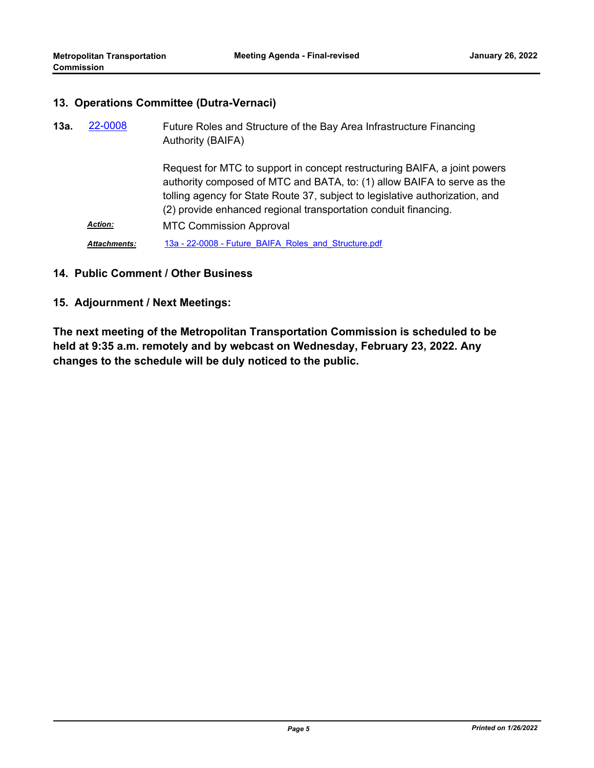## 13. Operations Committee (Dutra-Vernaci)

**13a.** 22-0008 Future Roles and Structure of the Bay Area Infrastructure Financing Authority (BAIFA)

Request for MTC to support in concept restructuring BAIFA, a joint powers authority composed of MTC and BATA, to: (1) allow BAIFA to serve as the tolling agency for State Route 37, subject to legislative authorization, and (2) provide enhanced regional transportation conduit financing.

***Action:*** MTC Commission Approval

***Attachments:*** 13a - 22-0008 - Future_BAIFA_Roles_and_Structure.pdf

## 14. Public Comment / Other Business

## 15. Adjournment / Next Meetings:

**The next meeting of the Metropolitan Transportation Commission is scheduled to be held at 9:35 a.m. remotely and by webcast on Wednesday, February 23, 2022. Any changes to the schedule will be duly noticed to the public.**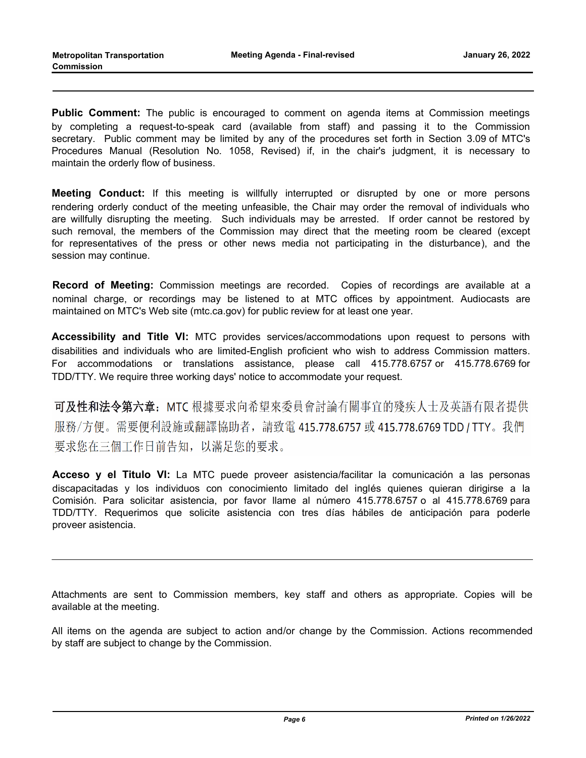**Public Comment:** The public is encouraged to comment on agenda items at Commission meetings by completing a request-to-speak card (available from staff) and passing it to the Commission secretary. Public comment may be limited by any of the procedures set forth in Section 3.09 of MTC's Procedures Manual (Resolution No. 1058, Revised) if, in the chair's judgment, it is necessary to maintain the orderly flow of business.

**Meeting Conduct:** If this meeting is willfully interrupted or disrupted by one or more persons rendering orderly conduct of the meeting unfeasible, the Chair may order the removal of individuals who are willfully disrupting the meeting. Such individuals may be arrested. If order cannot be restored by such removal, the members of the Commission may direct that the meeting room be cleared (except for representatives of the press or other news media not participating in the disturbance), and the session may continue.

**Record of Meeting:** Commission meetings are recorded. Copies of recordings are available at a nominal charge, or recordings may be listened to at MTC offices by appointment. Audiocasts are maintained on MTC's Web site (mtc.ca.gov) for public review for at least one year.

**Accessibility and Title VI:** MTC provides services/accommodations upon request to persons with disabilities and individuals who are limited-English proficient who wish to address Commission matters. For accommodations or translations assistance, please call 415.778.6757 or 415.778.6769 for TDD/TTY. We require three working days' notice to accommodate your request.

**可及性和法令第六章**：MTC 根據要求向希望來委員會討論有關事宜的殘疾人士及英語有限者提供服務/方便。需要便利設施或翻譯協助者，請致電 415.778.6757 或 415.778.6769 TDD / TTY。我們要求您在三個工作日前告知，以滿足您的要求。

**Acceso y el Titulo VI:** La MTC puede proveer asistencia/facilitar la comunicación a las personas discapacitadas y los individuos con conocimiento limitado del inglés quienes quieran dirigirse a la Comisión. Para solicitar asistencia, por favor llame al número 415.778.6757 o al 415.778.6769 para TDD/TTY. Requerimos que solicite asistencia con tres días hábiles de anticipación para poderle proveer asistencia.

---

Attachments are sent to Commission members, key staff and others as appropriate. Copies will be available at the meeting.

All items on the agenda are subject to action and/or change by the Commission. Actions recommended by staff are subject to change by the Commission.